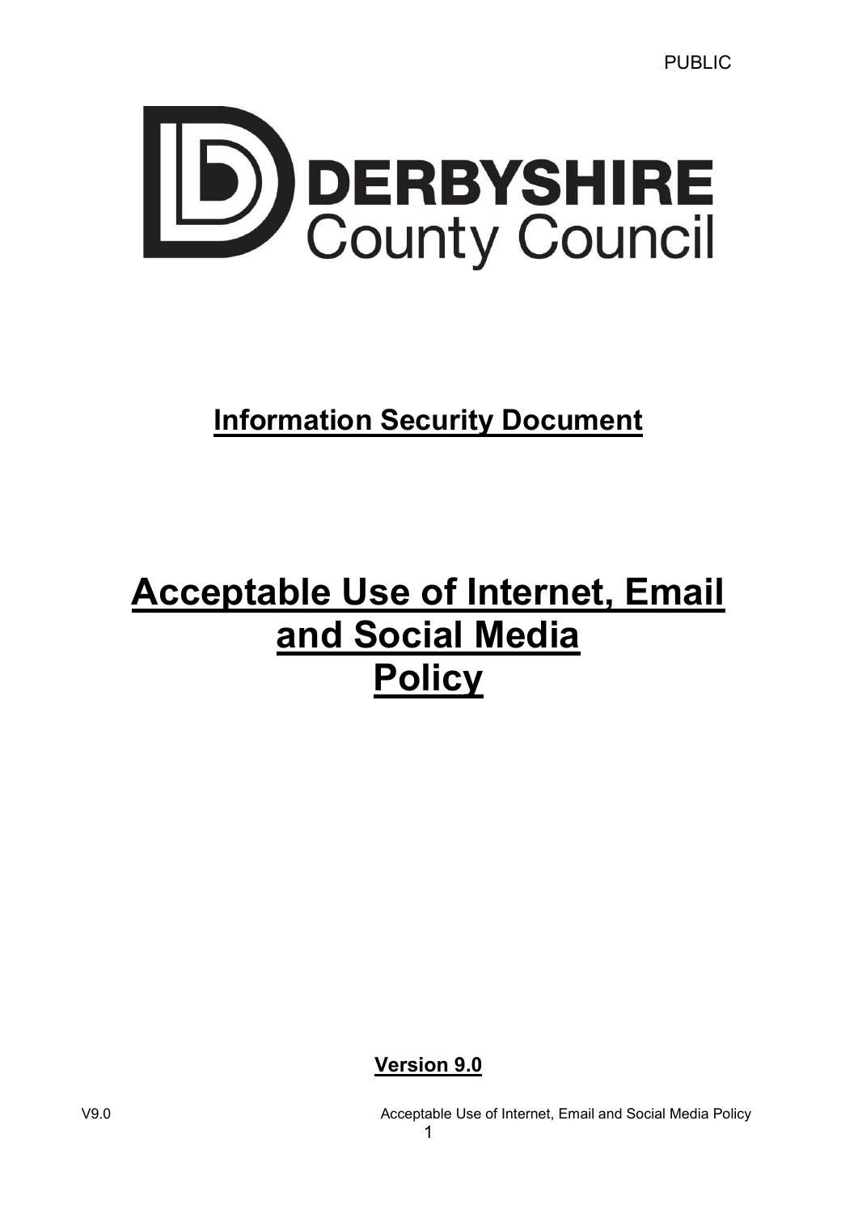PUBLIC

DERBYSHIRE
County Council

# Information Security Document

# Acceptable Use of Internet, Email and Social Media Policy

**Version 9.0**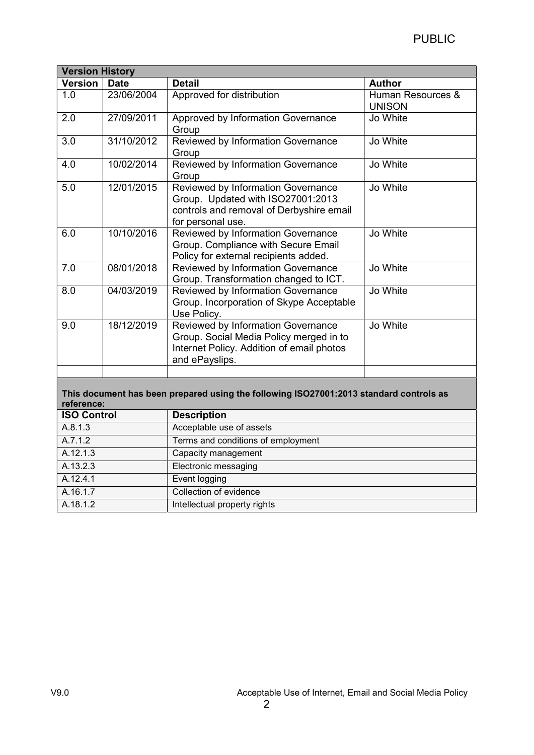| Version History | | | |
|---|---|---|---|
| **Version** | **Date** | **Detail** | **Author** |
| 1.0 | 23/06/2004 | Approved for distribution | Human Resources & UNISON |
| 2.0 | 27/09/2011 | Approved by Information Governance Group | Jo White |
| 3.0 | 31/10/2012 | Reviewed by Information Governance Group | Jo White |
| 4.0 | 10/02/2014 | Reviewed by Information Governance Group | Jo White |
| 5.0 | 12/01/2015 | Reviewed by Information Governance Group. Updated with ISO27001:2013 controls and removal of Derbyshire email for personal use. | Jo White |
| 6.0 | 10/10/2016 | Reviewed by Information Governance Group. Compliance with Secure Email Policy for external recipients added. | Jo White |
| 7.0 | 08/01/2018 | Reviewed by Information Governance Group. Transformation changed to ICT. | Jo White |
| 8.0 | 04/03/2019 | Reviewed by Information Governance Group. Incorporation of Skype Acceptable Use Policy. | Jo White |
| 9.0 | 18/12/2019 | Reviewed by Information Governance Group. Social Media Policy merged in to Internet Policy. Addition of email photos and ePayslips. | Jo White |
| | | | |

**This document has been prepared using the following ISO27001:2013 standard controls as reference:**

| ISO Control | Description |
|---|---|
| A.8.1.3 | Acceptable use of assets |
| A.7.1.2 | Terms and conditions of employment |
| A.12.1.3 | Capacity management |
| A.13.2.3 | Electronic messaging |
| A.12.4.1 | Event logging |
| A.16.1.7 | Collection of evidence |
| A.18.1.2 | Intellectual property rights |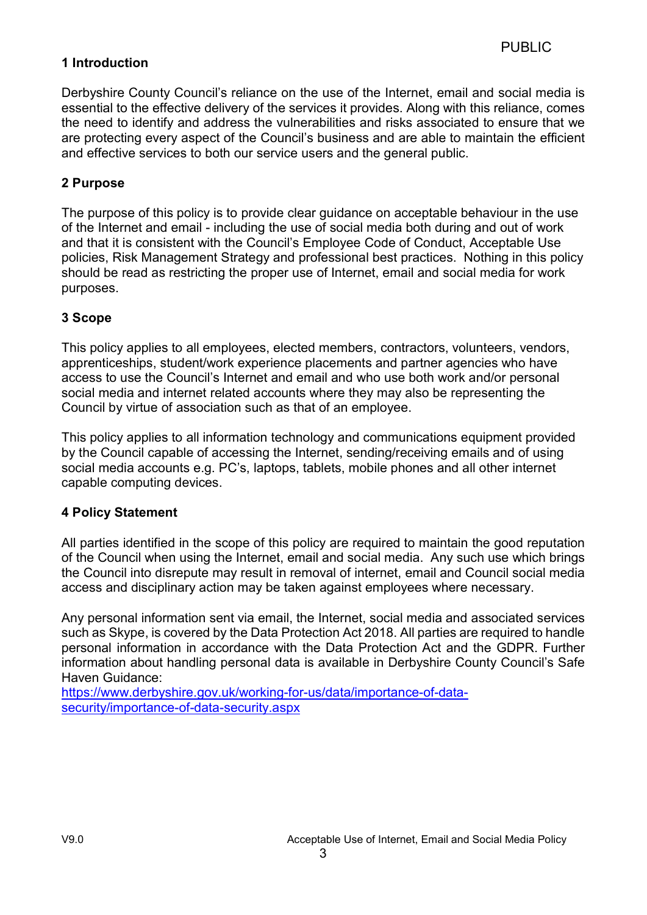## 1 Introduction

Derbyshire County Council's reliance on the use of the Internet, email and social media is essential to the effective delivery of the services it provides. Along with this reliance, comes the need to identify and address the vulnerabilities and risks associated to ensure that we are protecting every aspect of the Council's business and are able to maintain the efficient and effective services to both our service users and the general public.

## 2 Purpose

The purpose of this policy is to provide clear guidance on acceptable behaviour in the use of the Internet and email - including the use of social media both during and out of work and that it is consistent with the Council's Employee Code of Conduct, Acceptable Use policies, Risk Management Strategy and professional best practices. Nothing in this policy should be read as restricting the proper use of Internet, email and social media for work purposes.

## 3 Scope

This policy applies to all employees, elected members, contractors, volunteers, vendors, apprenticeships, student/work experience placements and partner agencies who have access to use the Council's Internet and email and who use both work and/or personal social media and internet related accounts where they may also be representing the Council by virtue of association such as that of an employee.

This policy applies to all information technology and communications equipment provided by the Council capable of accessing the Internet, sending/receiving emails and of using social media accounts e.g. PC's, laptops, tablets, mobile phones and all other internet capable computing devices.

## 4 Policy Statement

All parties identified in the scope of this policy are required to maintain the good reputation of the Council when using the Internet, email and social media. Any such use which brings the Council into disrepute may result in removal of internet, email and Council social media access and disciplinary action may be taken against employees where necessary.

Any personal information sent via email, the Internet, social media and associated services such as Skype, is covered by the Data Protection Act 2018. All parties are required to handle personal information in accordance with the Data Protection Act and the GDPR. Further information about handling personal data is available in Derbyshire County Council's Safe Haven Guidance:
https://www.derbyshire.gov.uk/working-for-us/data/importance-of-data-security/importance-of-data-security.aspx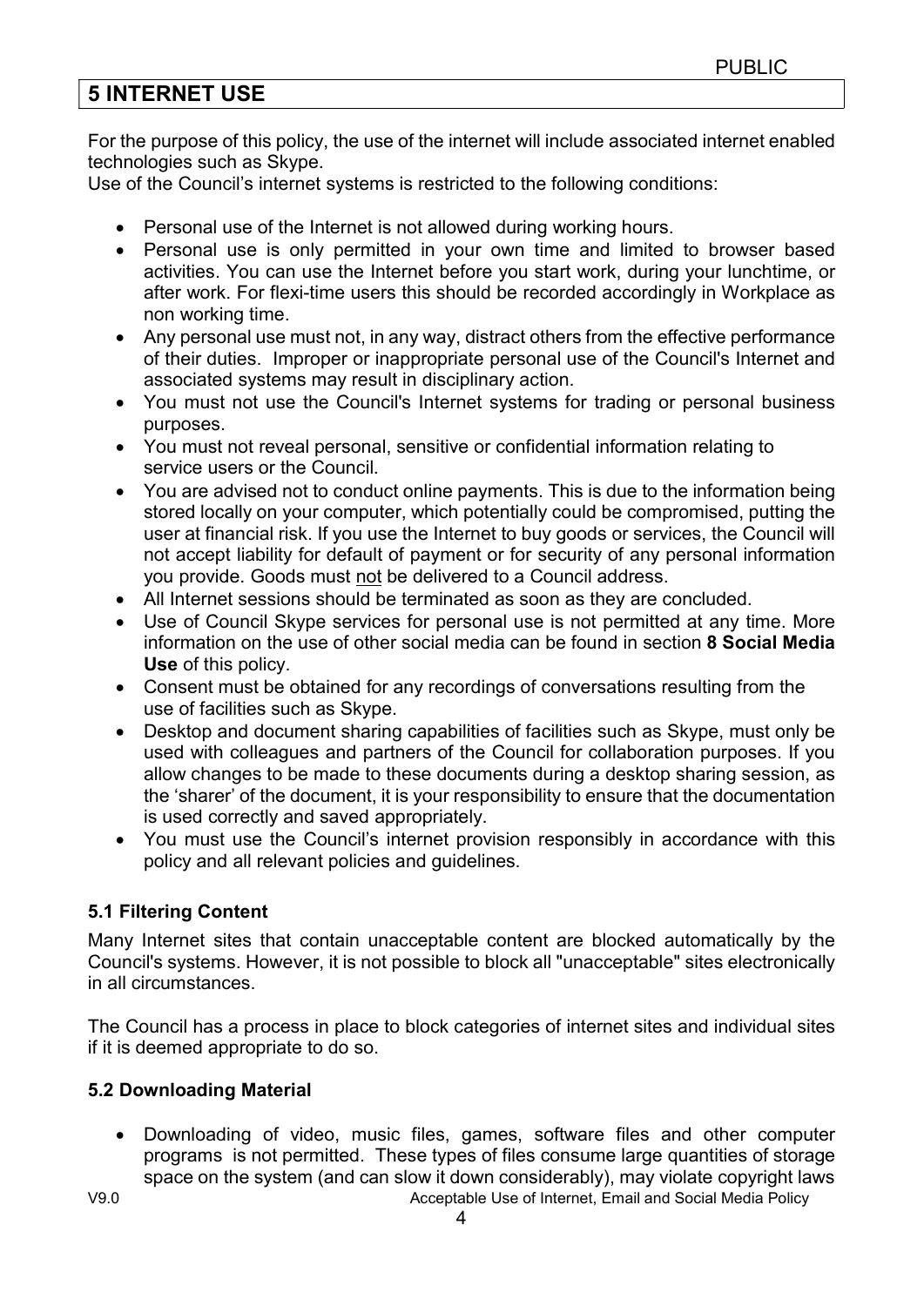## 5 INTERNET USE

For the purpose of this policy, the use of the internet will include associated internet enabled technologies such as Skype.
Use of the Council's internet systems is restricted to the following conditions:

- Personal use of the Internet is not allowed during working hours.
- Personal use is only permitted in your own time and limited to browser based activities. You can use the Internet before you start work, during your lunchtime, or after work. For flexi-time users this should be recorded accordingly in Workplace as non working time.
- Any personal use must not, in any way, distract others from the effective performance of their duties. Improper or inappropriate personal use of the Council's Internet and associated systems may result in disciplinary action.
- You must not use the Council's Internet systems for trading or personal business purposes.
- You must not reveal personal, sensitive or confidential information relating to service users or the Council.
- You are advised not to conduct online payments. This is due to the information being stored locally on your computer, which potentially could be compromised, putting the user at financial risk. If you use the Internet to buy goods or services, the Council will not accept liability for default of payment or for security of any personal information you provide. Goods must not be delivered to a Council address.
- All Internet sessions should be terminated as soon as they are concluded.
- Use of Council Skype services for personal use is not permitted at any time. More information on the use of other social media can be found in section **8 Social Media Use** of this policy.
- Consent must be obtained for any recordings of conversations resulting from the use of facilities such as Skype.
- Desktop and document sharing capabilities of facilities such as Skype, must only be used with colleagues and partners of the Council for collaboration purposes. If you allow changes to be made to these documents during a desktop sharing session, as the 'sharer' of the document, it is your responsibility to ensure that the documentation is used correctly and saved appropriately.
- You must use the Council's internet provision responsibly in accordance with this policy and all relevant policies and guidelines.

### 5.1 Filtering Content

Many Internet sites that contain unacceptable content are blocked automatically by the Council's systems. However, it is not possible to block all "unacceptable" sites electronically in all circumstances.

The Council has a process in place to block categories of internet sites and individual sites if it is deemed appropriate to do so.

### 5.2 Downloading Material

- Downloading of video, music files, games, software files and other computer programs is not permitted. These types of files consume large quantities of storage space on the system (and can slow it down considerably), may violate copyright laws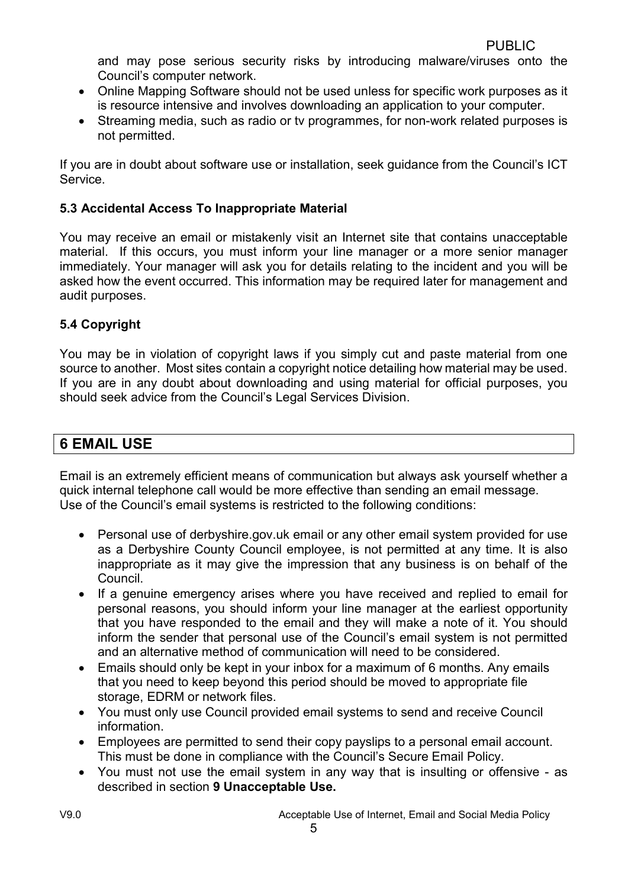and may pose serious security risks by introducing malware/viruses onto the Council's computer network.

- Online Mapping Software should not be used unless for specific work purposes as it is resource intensive and involves downloading an application to your computer.
- Streaming media, such as radio or tv programmes, for non-work related purposes is not permitted.

If you are in doubt about software use or installation, seek guidance from the Council's ICT Service.

### 5.3 Accidental Access To Inappropriate Material

You may receive an email or mistakenly visit an Internet site that contains unacceptable material. If this occurs, you must inform your line manager or a more senior manager immediately. Your manager will ask you for details relating to the incident and you will be asked how the event occurred. This information may be required later for management and audit purposes.

### 5.4 Copyright

You may be in violation of copyright laws if you simply cut and paste material from one source to another. Most sites contain a copyright notice detailing how material may be used. If you are in any doubt about downloading and using material for official purposes, you should seek advice from the Council's Legal Services Division.

## 6 EMAIL USE

Email is an extremely efficient means of communication but always ask yourself whether a quick internal telephone call would be more effective than sending an email message.
Use of the Council's email systems is restricted to the following conditions:

- Personal use of derbyshire.gov.uk email or any other email system provided for use as a Derbyshire County Council employee, is not permitted at any time. It is also inappropriate as it may give the impression that any business is on behalf of the Council.
- If a genuine emergency arises where you have received and replied to email for personal reasons, you should inform your line manager at the earliest opportunity that you have responded to the email and they will make a note of it. You should inform the sender that personal use of the Council's email system is not permitted and an alternative method of communication will need to be considered.
- Emails should only be kept in your inbox for a maximum of 6 months. Any emails that you need to keep beyond this period should be moved to appropriate file storage, EDRM or network files.
- You must only use Council provided email systems to send and receive Council information.
- Employees are permitted to send their copy payslips to a personal email account. This must be done in compliance with the Council's Secure Email Policy.
- You must not use the email system in any way that is insulting or offensive - as described in section **9 Unacceptable Use.**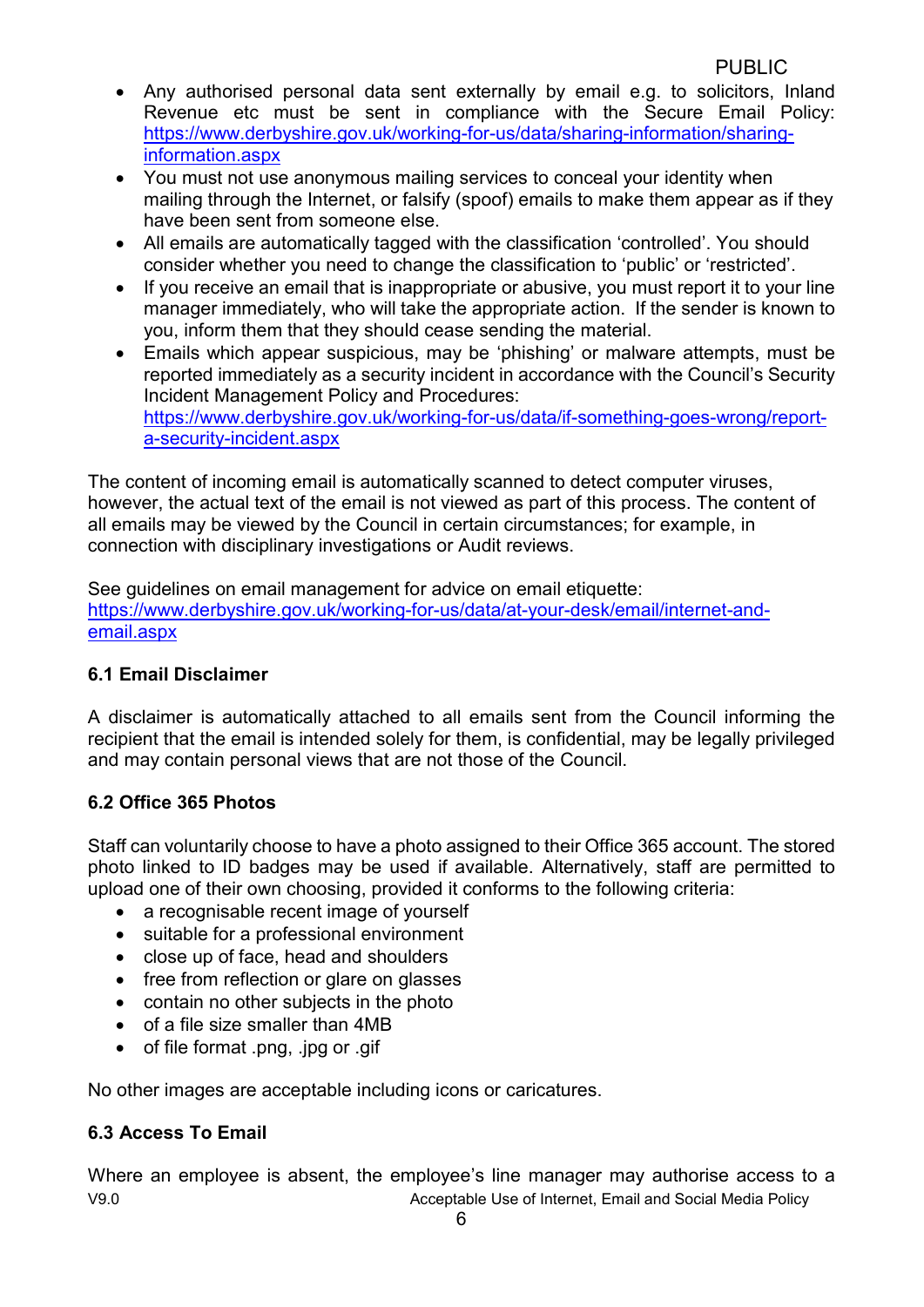- Any authorised personal data sent externally by email e.g. to solicitors, Inland Revenue etc must be sent in compliance with the Secure Email Policy: [https://www.derbyshire.gov.uk/working-for-us/data/sharing-information/sharing-information.aspx](https://www.derbyshire.gov.uk/working-for-us/data/sharing-information/sharing-information.aspx)
- You must not use anonymous mailing services to conceal your identity when mailing through the Internet, or falsify (spoof) emails to make them appear as if they have been sent from someone else.
- All emails are automatically tagged with the classification 'controlled'. You should consider whether you need to change the classification to 'public' or 'restricted'.
- If you receive an email that is inappropriate or abusive, you must report it to your line manager immediately, who will take the appropriate action. If the sender is known to you, inform them that they should cease sending the material.
- Emails which appear suspicious, may be 'phishing' or malware attempts, must be reported immediately as a security incident in accordance with the Council's Security Incident Management Policy and Procedures: [https://www.derbyshire.gov.uk/working-for-us/data/if-something-goes-wrong/report-a-security-incident.aspx](https://www.derbyshire.gov.uk/working-for-us/data/if-something-goes-wrong/report-a-security-incident.aspx)

The content of incoming email is automatically scanned to detect computer viruses, however, the actual text of the email is not viewed as part of this process. The content of all emails may be viewed by the Council in certain circumstances; for example, in connection with disciplinary investigations or Audit reviews.

See guidelines on email management for advice on email etiquette: [https://www.derbyshire.gov.uk/working-for-us/data/at-your-desk/email/internet-and-email.aspx](https://www.derbyshire.gov.uk/working-for-us/data/at-your-desk/email/internet-and-email.aspx)

### 6.1 Email Disclaimer

A disclaimer is automatically attached to all emails sent from the Council informing the recipient that the email is intended solely for them, is confidential, may be legally privileged and may contain personal views that are not those of the Council.

### 6.2 Office 365 Photos

Staff can voluntarily choose to have a photo assigned to their Office 365 account. The stored photo linked to ID badges may be used if available. Alternatively, staff are permitted to upload one of their own choosing, provided it conforms to the following criteria:

- a recognisable recent image of yourself
- suitable for a professional environment
- close up of face, head and shoulders
- free from reflection or glare on glasses
- contain no other subjects in the photo
- of a file size smaller than 4MB
- of file format .png, .jpg or .gif

No other images are acceptable including icons or caricatures.

### 6.3 Access To Email

Where an employee is absent, the employee's line manager may authorise access to a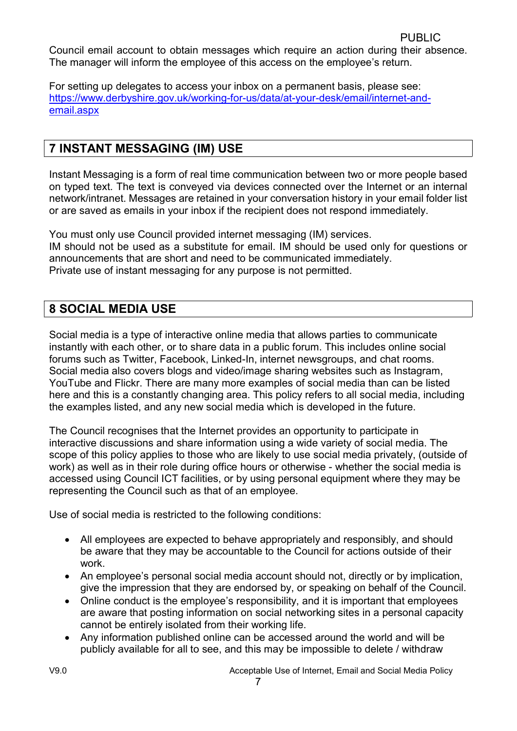Council email account to obtain messages which require an action during their absence. The manager will inform the employee of this access on the employee's return.

For setting up delegates to access your inbox on a permanent basis, please see: [https://www.derbyshire.gov.uk/working-for-us/data/at-your-desk/email/internet-and-email.aspx](https://www.derbyshire.gov.uk/working-for-us/data/at-your-desk/email/internet-and-email.aspx)

## 7 INSTANT MESSAGING (IM) USE

Instant Messaging is a form of real time communication between two or more people based on typed text. The text is conveyed via devices connected over the Internet or an internal network/intranet. Messages are retained in your conversation history in your email folder list or are saved as emails in your inbox if the recipient does not respond immediately.

You must only use Council provided internet messaging (IM) services.
IM should not be used as a substitute for email. IM should be used only for questions or announcements that are short and need to be communicated immediately.
Private use of instant messaging for any purpose is not permitted.

## 8 SOCIAL MEDIA USE

Social media is a type of interactive online media that allows parties to communicate instantly with each other, or to share data in a public forum. This includes online social forums such as Twitter, Facebook, Linked-In, internet newsgroups, and chat rooms. Social media also covers blogs and video/image sharing websites such as Instagram, YouTube and Flickr. There are many more examples of social media than can be listed here and this is a constantly changing area. This policy refers to all social media, including the examples listed, and any new social media which is developed in the future.

The Council recognises that the Internet provides an opportunity to participate in interactive discussions and share information using a wide variety of social media. The scope of this policy applies to those who are likely to use social media privately, (outside of work) as well as in their role during office hours or otherwise - whether the social media is accessed using Council ICT facilities, or by using personal equipment where they may be representing the Council such as that of an employee.

Use of social media is restricted to the following conditions:

- All employees are expected to behave appropriately and responsibly, and should be aware that they may be accountable to the Council for actions outside of their work.
- An employee's personal social media account should not, directly or by implication, give the impression that they are endorsed by, or speaking on behalf of the Council.
- Online conduct is the employee's responsibility, and it is important that employees are aware that posting information on social networking sites in a personal capacity cannot be entirely isolated from their working life.
- Any information published online can be accessed around the world and will be publicly available for all to see, and this may be impossible to delete / withdraw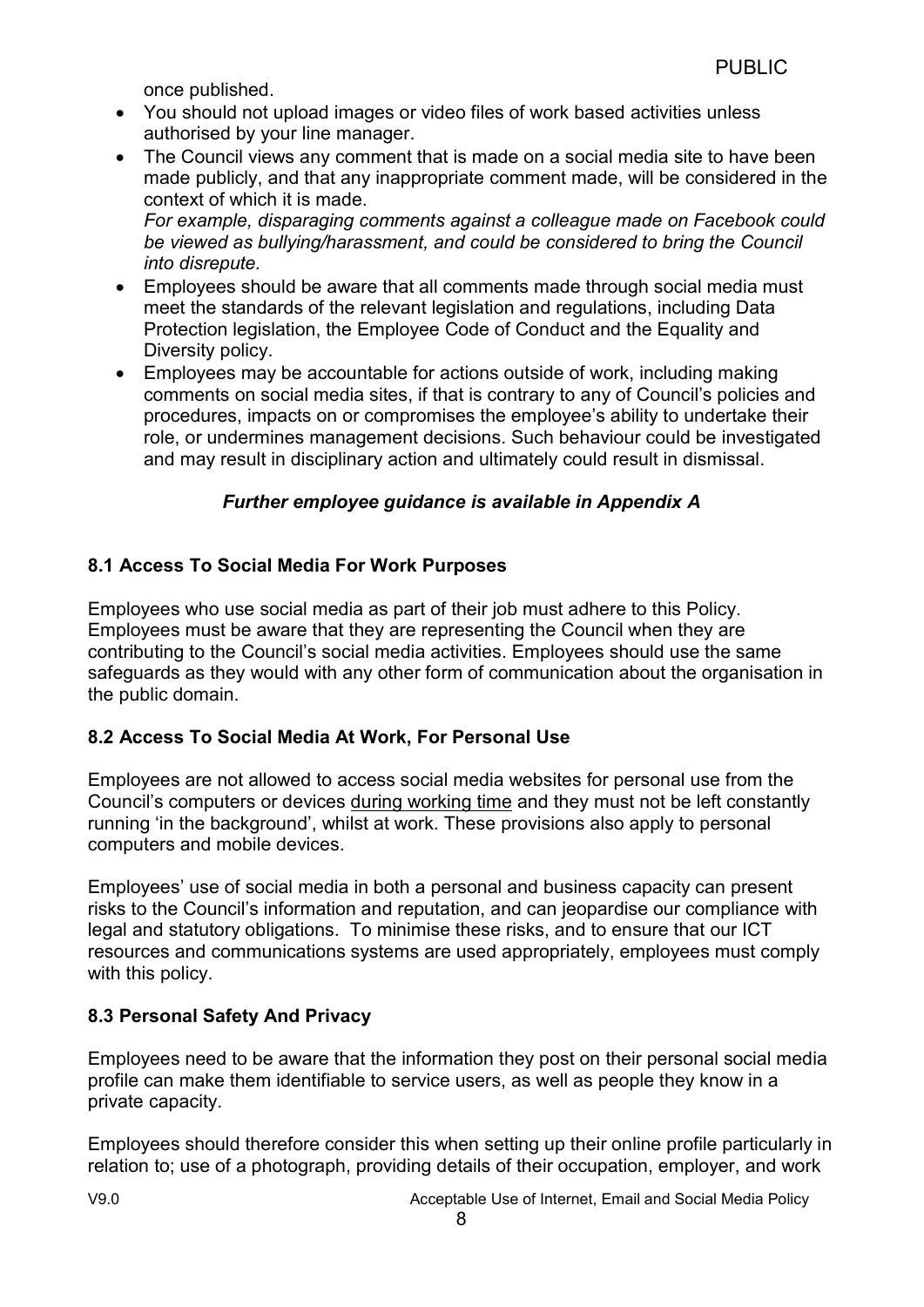once published.

- You should not upload images or video files of work based activities unless authorised by your line manager.
- The Council views any comment that is made on a social media site to have been made publicly, and that any inappropriate comment made, will be considered in the context of which it is made.
  *For example, disparaging comments against a colleague made on Facebook could be viewed as bullying/harassment, and could be considered to bring the Council into disrepute.*
- Employees should be aware that all comments made through social media must meet the standards of the relevant legislation and regulations, including Data Protection legislation, the Employee Code of Conduct and the Equality and Diversity policy.
- Employees may be accountable for actions outside of work, including making comments on social media sites, if that is contrary to any of Council's policies and procedures, impacts on or compromises the employee's ability to undertake their role, or undermines management decisions. Such behaviour could be investigated and may result in disciplinary action and ultimately could result in dismissal.

***Further employee guidance is available in Appendix A***

### 8.1 Access To Social Media For Work Purposes

Employees who use social media as part of their job must adhere to this Policy. Employees must be aware that they are representing the Council when they are contributing to the Council's social media activities. Employees should use the same safeguards as they would with any other form of communication about the organisation in the public domain.

### 8.2 Access To Social Media At Work, For Personal Use

Employees are not allowed to access social media websites for personal use from the Council's computers or devices <u>during working time</u> and they must not be left constantly running 'in the background', whilst at work. These provisions also apply to personal computers and mobile devices.

Employees' use of social media in both a personal and business capacity can present risks to the Council's information and reputation, and can jeopardise our compliance with legal and statutory obligations. To minimise these risks, and to ensure that our ICT resources and communications systems are used appropriately, employees must comply with this policy.

### 8.3 Personal Safety And Privacy

Employees need to be aware that the information they post on their personal social media profile can make them identifiable to service users, as well as people they know in a private capacity.

Employees should therefore consider this when setting up their online profile particularly in relation to; use of a photograph, providing details of their occupation, employer, and work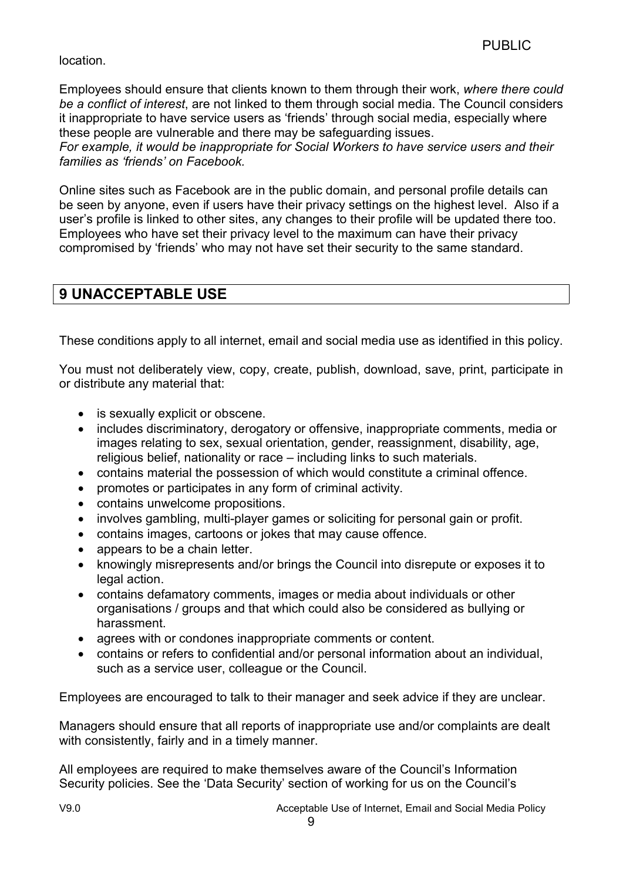location.

Employees should ensure that clients known to them through their work, *where there could be a conflict of interest*, are not linked to them through social media. The Council considers it inappropriate to have service users as 'friends' through social media, especially where these people are vulnerable and there may be safeguarding issues.
*For example, it would be inappropriate for Social Workers to have service users and their families as 'friends' on Facebook.*

Online sites such as Facebook are in the public domain, and personal profile details can be seen by anyone, even if users have their privacy settings on the highest level. Also if a user's profile is linked to other sites, any changes to their profile will be updated there too. Employees who have set their privacy level to the maximum can have their privacy compromised by 'friends' who may not have set their security to the same standard.

## 9 UNACCEPTABLE USE

These conditions apply to all internet, email and social media use as identified in this policy.

You must not deliberately view, copy, create, publish, download, save, print, participate in or distribute any material that:

- is sexually explicit or obscene.
- includes discriminatory, derogatory or offensive, inappropriate comments, media or images relating to sex, sexual orientation, gender, reassignment, disability, age, religious belief, nationality or race – including links to such materials.
- contains material the possession of which would constitute a criminal offence.
- promotes or participates in any form of criminal activity.
- contains unwelcome propositions.
- involves gambling, multi-player games or soliciting for personal gain or profit.
- contains images, cartoons or jokes that may cause offence.
- appears to be a chain letter.
- knowingly misrepresents and/or brings the Council into disrepute or exposes it to legal action.
- contains defamatory comments, images or media about individuals or other organisations / groups and that which could also be considered as bullying or harassment.
- agrees with or condones inappropriate comments or content.
- contains or refers to confidential and/or personal information about an individual, such as a service user, colleague or the Council.

Employees are encouraged to talk to their manager and seek advice if they are unclear.

Managers should ensure that all reports of inappropriate use and/or complaints are dealt with consistently, fairly and in a timely manner.

All employees are required to make themselves aware of the Council's Information Security policies. See the 'Data Security' section of working for us on the Council's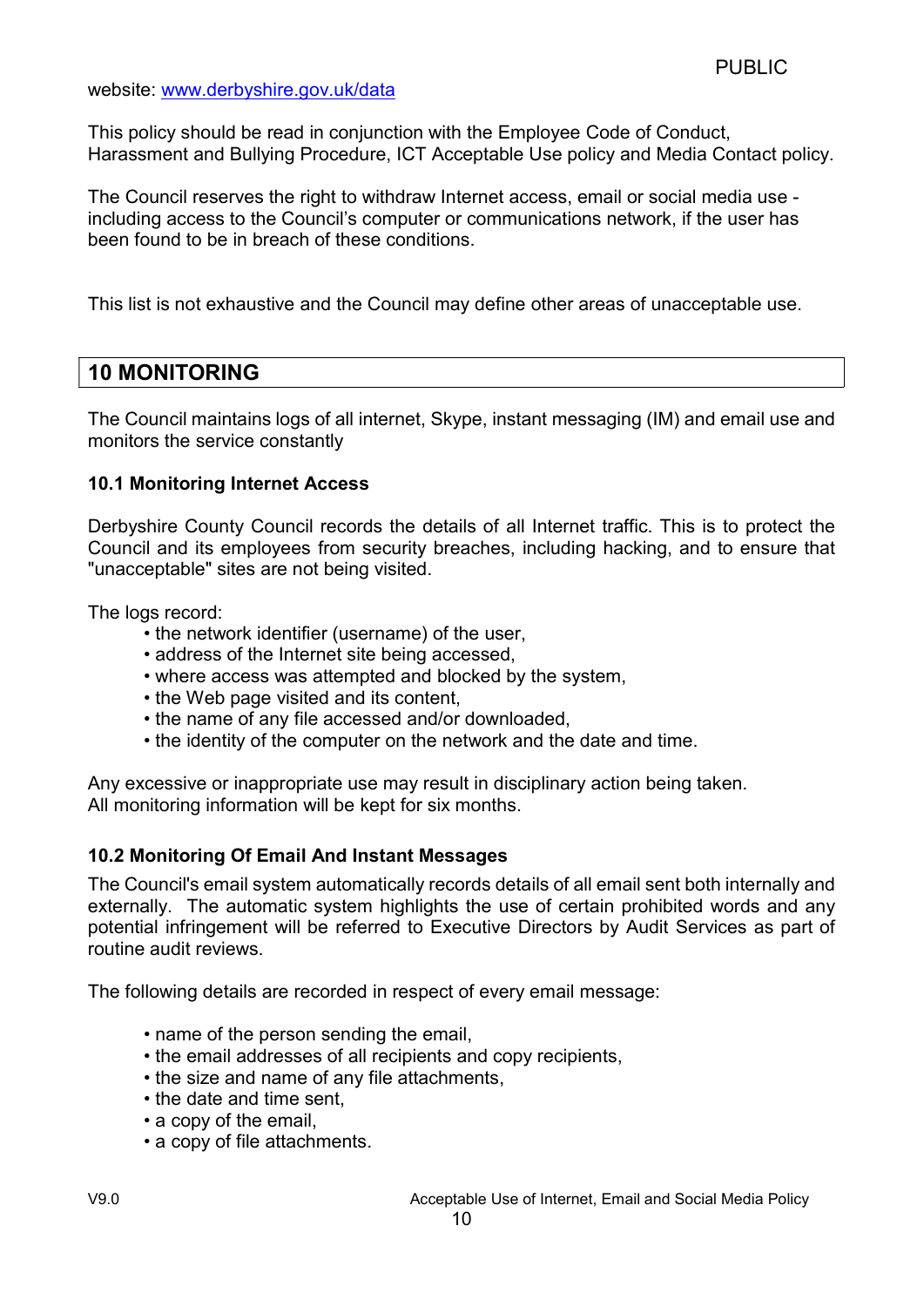website: www.derbyshire.gov.uk/data

This policy should be read in conjunction with the Employee Code of Conduct, Harassment and Bullying Procedure, ICT Acceptable Use policy and Media Contact policy.

The Council reserves the right to withdraw Internet access, email or social media use - including access to the Council's computer or communications network, if the user has been found to be in breach of these conditions.

This list is not exhaustive and the Council may define other areas of unacceptable use.

## 10 MONITORING

The Council maintains logs of all internet, Skype, instant messaging (IM) and email use and monitors the service constantly

### 10.1 Monitoring Internet Access

Derbyshire County Council records the details of all Internet traffic. This is to protect the Council and its employees from security breaches, including hacking, and to ensure that "unacceptable" sites are not being visited.

The logs record:

- the network identifier (username) of the user,
- address of the Internet site being accessed,
- where access was attempted and blocked by the system,
- the Web page visited and its content,
- the name of any file accessed and/or downloaded,
- the identity of the computer on the network and the date and time.

Any excessive or inappropriate use may result in disciplinary action being taken.
All monitoring information will be kept for six months.

### 10.2 Monitoring Of Email And Instant Messages

The Council's email system automatically records details of all email sent both internally and externally. The automatic system highlights the use of certain prohibited words and any potential infringement will be referred to Executive Directors by Audit Services as part of routine audit reviews.

The following details are recorded in respect of every email message:

- name of the person sending the email,
- the email addresses of all recipients and copy recipients,
- the size and name of any file attachments,
- the date and time sent,
- a copy of the email,
- a copy of file attachments.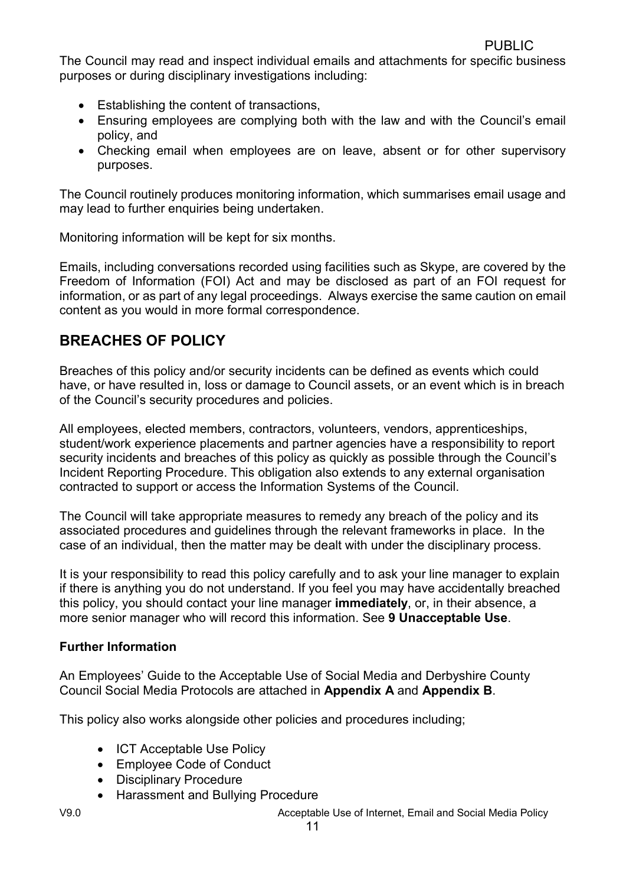The Council may read and inspect individual emails and attachments for specific business purposes or during disciplinary investigations including:

- Establishing the content of transactions,
- Ensuring employees are complying both with the law and with the Council's email policy, and
- Checking email when employees are on leave, absent or for other supervisory purposes.

The Council routinely produces monitoring information, which summarises email usage and may lead to further enquiries being undertaken.

Monitoring information will be kept for six months.

Emails, including conversations recorded using facilities such as Skype, are covered by the Freedom of Information (FOI) Act and may be disclosed as part of an FOI request for information, or as part of any legal proceedings. Always exercise the same caution on email content as you would in more formal correspondence.

## BREACHES OF POLICY

Breaches of this policy and/or security incidents can be defined as events which could have, or have resulted in, loss or damage to Council assets, or an event which is in breach of the Council's security procedures and policies.

All employees, elected members, contractors, volunteers, vendors, apprenticeships, student/work experience placements and partner agencies have a responsibility to report security incidents and breaches of this policy as quickly as possible through the Council's Incident Reporting Procedure. This obligation also extends to any external organisation contracted to support or access the Information Systems of the Council.

The Council will take appropriate measures to remedy any breach of the policy and its associated procedures and guidelines through the relevant frameworks in place. In the case of an individual, then the matter may be dealt with under the disciplinary process.

It is your responsibility to read this policy carefully and to ask your line manager to explain if there is anything you do not understand. If you feel you may have accidentally breached this policy, you should contact your line manager **immediately**, or, in their absence, a more senior manager who will record this information. See **9 Unacceptable Use**.

**Further Information**

An Employees' Guide to the Acceptable Use of Social Media and Derbyshire County Council Social Media Protocols are attached in **Appendix A** and **Appendix B**.

This policy also works alongside other policies and procedures including;

- ICT Acceptable Use Policy
- Employee Code of Conduct
- Disciplinary Procedure
- Harassment and Bullying Procedure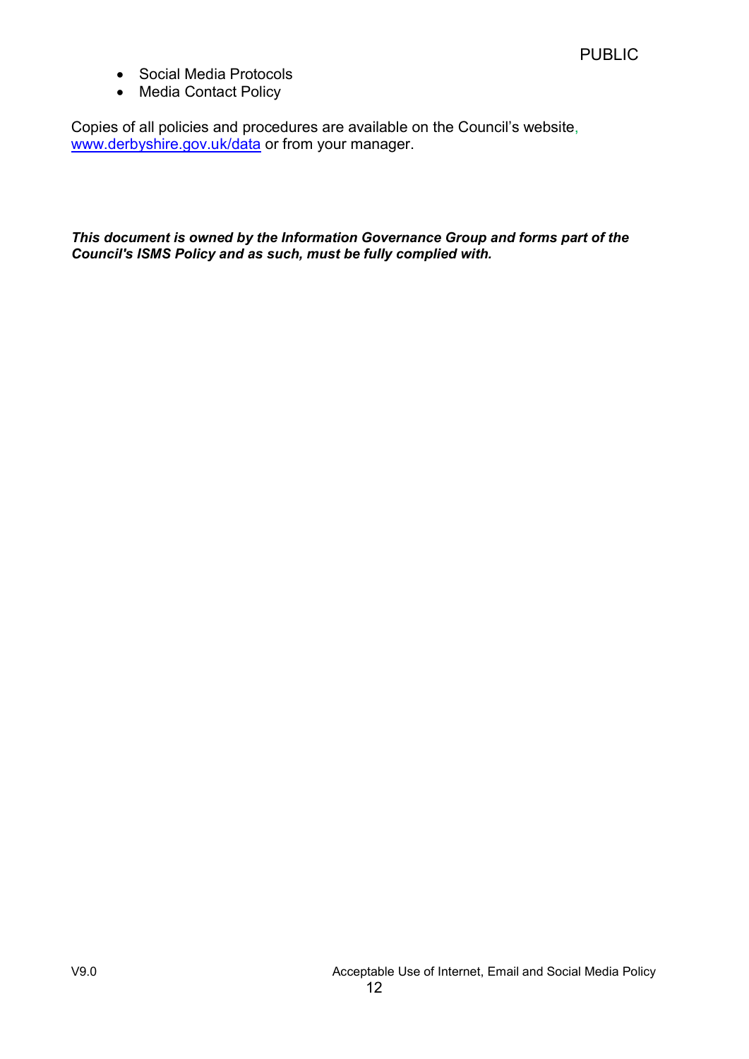- Social Media Protocols
- Media Contact Policy

Copies of all policies and procedures are available on the Council's website, [www.derbyshire.gov.uk/data](www.derbyshire.gov.uk/data) or from your manager.

***This document is owned by the Information Governance Group and forms part of the Council's ISMS Policy and as such, must be fully complied with.***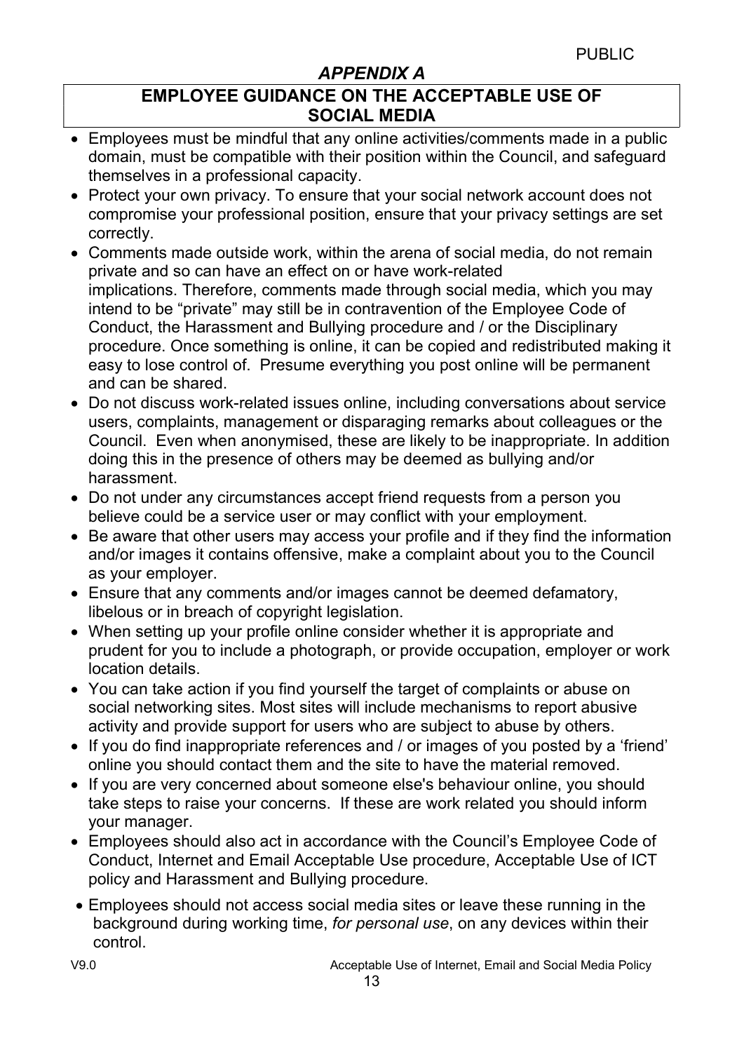*APPENDIX A*

## EMPLOYEE GUIDANCE ON THE ACCEPTABLE USE OF SOCIAL MEDIA

- Employees must be mindful that any online activities/comments made in a public domain, must be compatible with their position within the Council, and safeguard themselves in a professional capacity.
- Protect your own privacy. To ensure that your social network account does not compromise your professional position, ensure that your privacy settings are set correctly.
- Comments made outside work, within the arena of social media, do not remain private and so can have an effect on or have work-related implications. Therefore, comments made through social media, which you may intend to be "private" may still be in contravention of the Employee Code of Conduct, the Harassment and Bullying procedure and / or the Disciplinary procedure. Once something is online, it can be copied and redistributed making it easy to lose control of. Presume everything you post online will be permanent and can be shared.
- Do not discuss work-related issues online, including conversations about service users, complaints, management or disparaging remarks about colleagues or the Council. Even when anonymised, these are likely to be inappropriate. In addition doing this in the presence of others may be deemed as bullying and/or harassment.
- Do not under any circumstances accept friend requests from a person you believe could be a service user or may conflict with your employment.
- Be aware that other users may access your profile and if they find the information and/or images it contains offensive, make a complaint about you to the Council as your employer.
- Ensure that any comments and/or images cannot be deemed defamatory, libelous or in breach of copyright legislation.
- When setting up your profile online consider whether it is appropriate and prudent for you to include a photograph, or provide occupation, employer or work location details.
- You can take action if you find yourself the target of complaints or abuse on social networking sites. Most sites will include mechanisms to report abusive activity and provide support for users who are subject to abuse by others.
- If you do find inappropriate references and / or images of you posted by a 'friend' online you should contact them and the site to have the material removed.
- If you are very concerned about someone else's behaviour online, you should take steps to raise your concerns. If these are work related you should inform your manager.
- Employees should also act in accordance with the Council's Employee Code of Conduct, Internet and Email Acceptable Use procedure, Acceptable Use of ICT policy and Harassment and Bullying procedure.
- Employees should not access social media sites or leave these running in the background during working time, *for personal use*, on any devices within their control.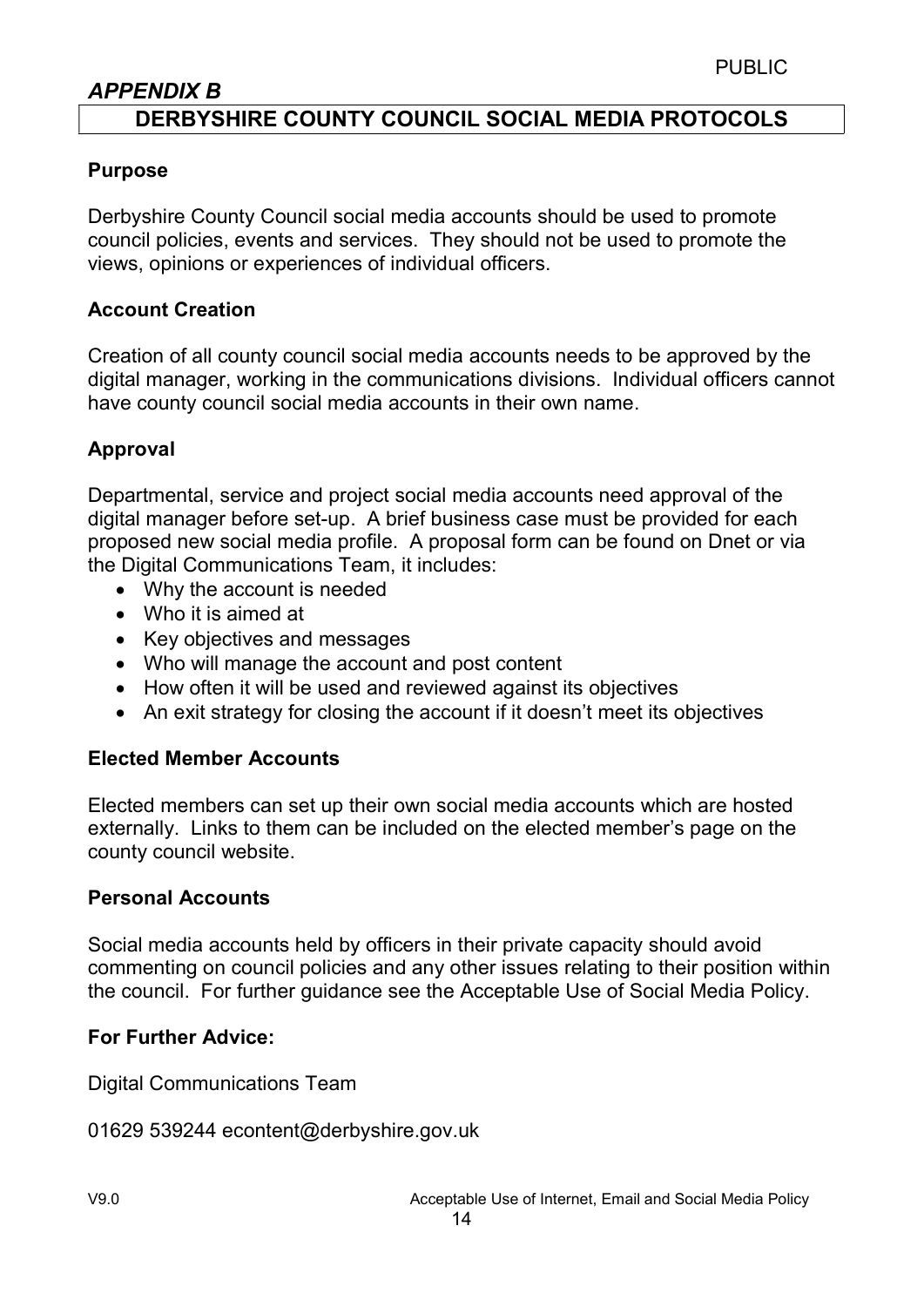*APPENDIX B*

# DERBYSHIRE COUNTY COUNCIL SOCIAL MEDIA PROTOCOLS

**Purpose**

Derbyshire County Council social media accounts should be used to promote council policies, events and services. They should not be used to promote the views, opinions or experiences of individual officers.

**Account Creation**

Creation of all county council social media accounts needs to be approved by the digital manager, working in the communications divisions. Individual officers cannot have county council social media accounts in their own name.

**Approval**

Departmental, service and project social media accounts need approval of the digital manager before set-up. A brief business case must be provided for each proposed new social media profile. A proposal form can be found on Dnet or via the Digital Communications Team, it includes:

- Why the account is needed
- Who it is aimed at
- Key objectives and messages
- Who will manage the account and post content
- How often it will be used and reviewed against its objectives
- An exit strategy for closing the account if it doesn't meet its objectives

**Elected Member Accounts**

Elected members can set up their own social media accounts which are hosted externally. Links to them can be included on the elected member's page on the county council website.

**Personal Accounts**

Social media accounts held by officers in their private capacity should avoid commenting on council policies and any other issues relating to their position within the council. For further guidance see the Acceptable Use of Social Media Policy.

**For Further Advice:**

Digital Communications Team

01629 539244 econtent@derbyshire.gov.uk